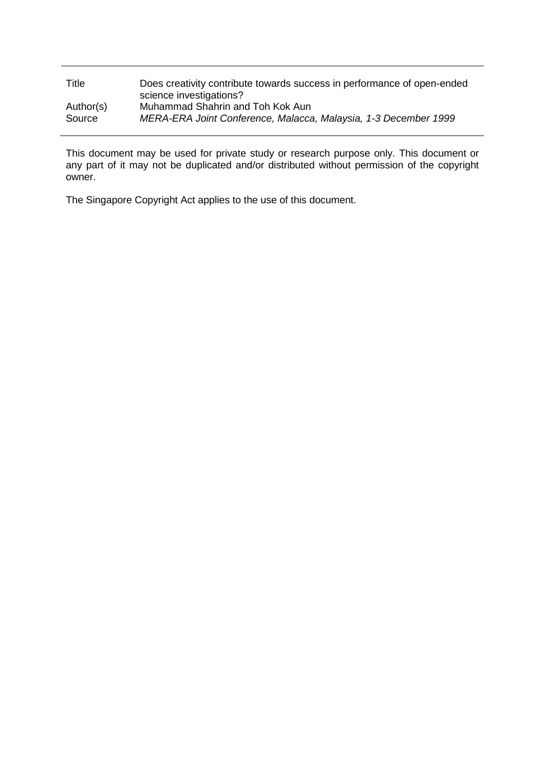| | |
|---|---|
| Title | Does creativity contribute towards success in performance of open-ended science investigations? |
| Author(s) | Muhammad Shahrin and Toh Kok Aun |
| Source | *MERA-ERA Joint Conference, Malacca, Malaysia, 1-3 December 1999* |

This document may be used for private study or research purpose only. This document or any part of it may not be duplicated and/or distributed without permission of the copyright owner.

The Singapore Copyright Act applies to the use of this document.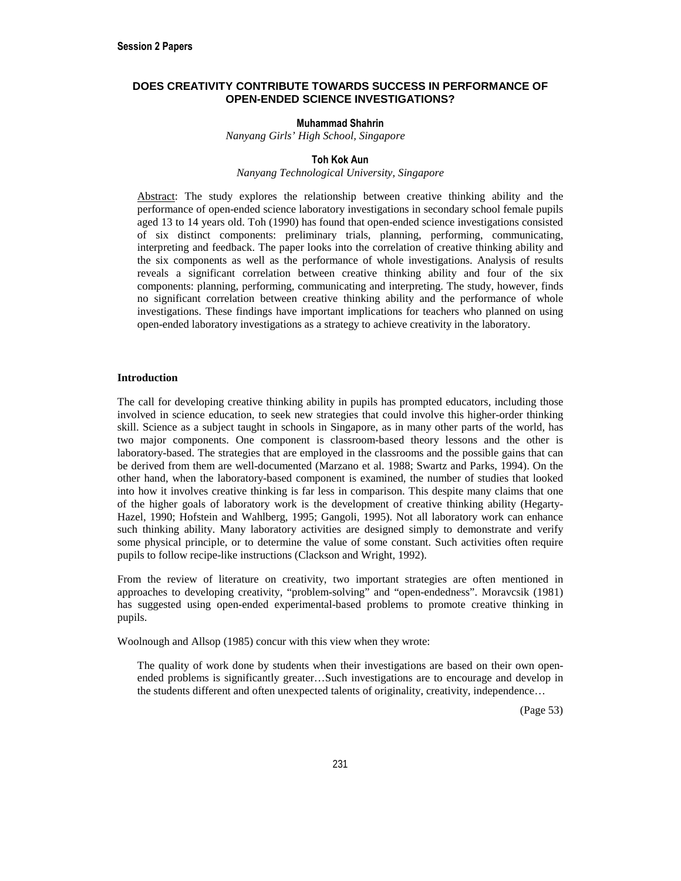# DOES CREATIVITY CONTRIBUTE TOWARDS SUCCESS IN PERFORMANCE OF OPEN-ENDED SCIENCE INVESTIGATIONS?

**Muhammad Shahrin**
*Nanyang Girls' High School, Singapore*

**Toh Kok Aun**
*Nanyang Technological University, Singapore*

Abstract: The study explores the relationship between creative thinking ability and the performance of open-ended science laboratory investigations in secondary school female pupils aged 13 to 14 years old. Toh (1990) has found that open-ended science investigations consisted of six distinct components: preliminary trials, planning, performing, communicating, interpreting and feedback. The paper looks into the correlation of creative thinking ability and the six components as well as the performance of whole investigations. Analysis of results reveals a significant correlation between creative thinking ability and four of the six components: planning, performing, communicating and interpreting. The study, however, finds no significant correlation between creative thinking ability and the performance of whole investigations. These findings have important implications for teachers who planned on using open-ended laboratory investigations as a strategy to achieve creativity in the laboratory.

## Introduction

The call for developing creative thinking ability in pupils has prompted educators, including those involved in science education, to seek new strategies that could involve this higher-order thinking skill. Science as a subject taught in schools in Singapore, as in many other parts of the world, has two major components. One component is classroom-based theory lessons and the other is laboratory-based. The strategies that are employed in the classrooms and the possible gains that can be derived from them are well-documented (Marzano et al. 1988; Swartz and Parks, 1994). On the other hand, when the laboratory-based component is examined, the number of studies that looked into how it involves creative thinking is far less in comparison. This despite many claims that one of the higher goals of laboratory work is the development of creative thinking ability (Hegarty-Hazel, 1990; Hofstein and Wahlberg, 1995; Gangoli, 1995). Not all laboratory work can enhance such thinking ability. Many laboratory activities are designed simply to demonstrate and verify some physical principle, or to determine the value of some constant. Such activities often require pupils to follow recipe-like instructions (Clackson and Wright, 1992).

From the review of literature on creativity, two important strategies are often mentioned in approaches to developing creativity, "problem-solving" and "open-endedness". Moravcsik (1981) has suggested using open-ended experimental-based problems to promote creative thinking in pupils.

Woolnough and Allsop (1985) concur with this view when they wrote:

> The quality of work done by students when their investigations are based on their own open-ended problems is significantly greater…Such investigations are to encourage and develop in the students different and often unexpected talents of originality, creativity, independence…
>
> (Page 53)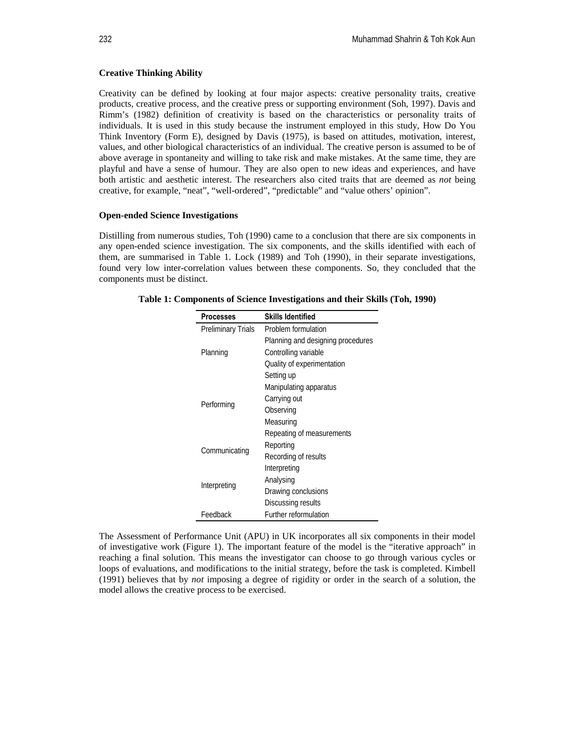### Creative Thinking Ability

Creativity can be defined by looking at four major aspects: creative personality traits, creative products, creative process, and the creative press or supporting environment (Soh, 1997). Davis and Rimm's (1982) definition of creativity is based on the characteristics or personality traits of individuals. It is used in this study because the instrument employed in this study, How Do You Think Inventory (Form E), designed by Davis (1975), is based on attitudes, motivation, interest, values, and other biological characteristics of an individual. The creative person is assumed to be of above average in spontaneity and willing to take risk and make mistakes. At the same time, they are playful and have a sense of humour. They are also open to new ideas and experiences, and have both artistic and aesthetic interest. The researchers also cited traits that are deemed as *not* being creative, for example, "neat", "well-ordered", "predictable" and "value others' opinion".

### Open-ended Science Investigations

Distilling from numerous studies, Toh (1990) came to a conclusion that there are six components in any open-ended science investigation. The six components, and the skills identified with each of them, are summarised in Table 1. Lock (1989) and Toh (1990), in their separate investigations, found very low inter-correlation values between these components. So, they concluded that the components must be distinct.

**Table 1: Components of Science Investigations and their Skills (Toh, 1990)**

| Processes | Skills Identified |
|---|---|
| Preliminary Trials | Problem formulation |
| Planning | Planning and designing procedures |
| | Controlling variable |
| | Quality of experimentation |
| Performing | Setting up |
| | Manipulating apparatus |
| | Carrying out |
| | Observing |
| | Measuring |
| | Repeating of measurements |
| Communicating | Reporting |
| | Recording of results |
| Interpreting | Interpreting |
| | Analysing |
| | Drawing conclusions |
| | Discussing results |
| Feedback | Further reformulation |

The Assessment of Performance Unit (APU) in UK incorporates all six components in their model of investigative work (Figure 1). The important feature of the model is the "iterative approach" in reaching a final solution. This means the investigator can choose to go through various cycles or loops of evaluations, and modifications to the initial strategy, before the task is completed. Kimbell (1991) believes that by *not* imposing a degree of rigidity or order in the search of a solution, the model allows the creative process to be exercised.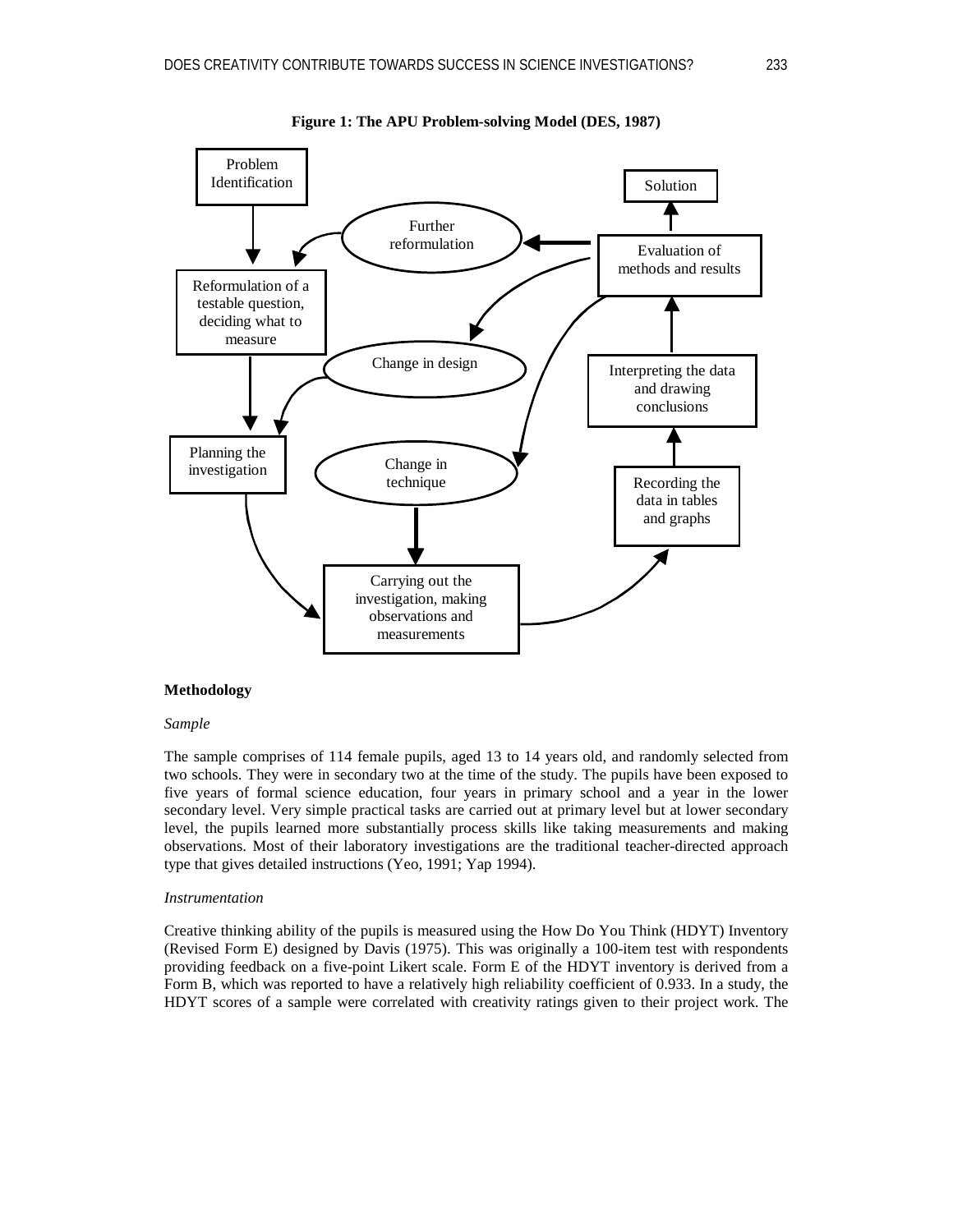**Figure 1: The APU Problem-solving Model (DES, 1987)**

**Methodology**

*Sample*

The sample comprises of 114 female pupils, aged 13 to 14 years old, and randomly selected from two schools. They were in secondary two at the time of the study. The pupils have been exposed to five years of formal science education, four years in primary school and a year in the lower secondary level. Very simple practical tasks are carried out at primary level but at lower secondary level, the pupils learned more substantially process skills like taking measurements and making observations. Most of their laboratory investigations are the traditional teacher-directed approach type that gives detailed instructions (Yeo, 1991; Yap 1994).

*Instrumentation*

Creative thinking ability of the pupils is measured using the How Do You Think (HDYT) Inventory (Revised Form E) designed by Davis (1975). This was originally a 100-item test with respondents providing feedback on a five-point Likert scale. Form E of the HDYT inventory is derived from a Form B, which was reported to have a relatively high reliability coefficient of 0.933. In a study, the HDYT scores of a sample were correlated with creativity ratings given to their project work. The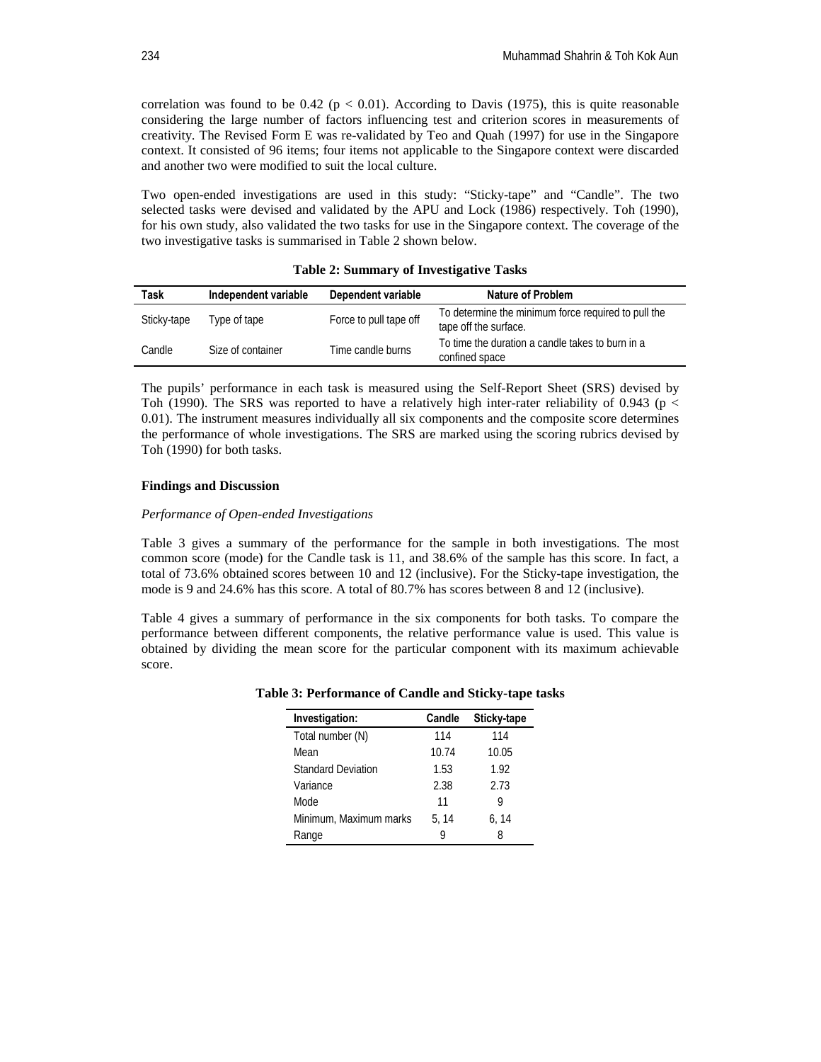correlation was found to be 0.42 ($p < 0.01$). According to Davis (1975), this is quite reasonable considering the large number of factors influencing test and criterion scores in measurements of creativity. The Revised Form E was re-validated by Teo and Quah (1997) for use in the Singapore context. It consisted of 96 items; four items not applicable to the Singapore context were discarded and another two were modified to suit the local culture.

Two open-ended investigations are used in this study: "Sticky-tape" and "Candle". The two selected tasks were devised and validated by the APU and Lock (1986) respectively. Toh (1990), for his own study, also validated the two tasks for use in the Singapore context. The coverage of the two investigative tasks is summarised in Table 2 shown below.

**Table 2: Summary of Investigative Tasks**

| Task | Independent variable | Dependent variable | Nature of Problem |
|---|---|---|---|
| Sticky-tape | Type of tape | Force to pull tape off | To determine the minimum force required to pull the tape off the surface. |
| Candle | Size of container | Time candle burns | To time the duration a candle takes to burn in a confined space |

The pupils' performance in each task is measured using the Self-Report Sheet (SRS) devised by Toh (1990). The SRS was reported to have a relatively high inter-rater reliability of 0.943 ($p < 0.01$). The instrument measures individually all six components and the composite score determines the performance of whole investigations. The SRS are marked using the scoring rubrics devised by Toh (1990) for both tasks.

### Findings and Discussion

*Performance of Open-ended Investigations*

Table 3 gives a summary of the performance for the sample in both investigations. The most common score (mode) for the Candle task is 11, and 38.6% of the sample has this score. In fact, a total of 73.6% obtained scores between 10 and 12 (inclusive). For the Sticky-tape investigation, the mode is 9 and 24.6% has this score. A total of 80.7% has scores between 8 and 12 (inclusive).

Table 4 gives a summary of performance in the six components for both tasks. To compare the performance between different components, the relative performance value is used. This value is obtained by dividing the mean score for the particular component with its maximum achievable score.

**Table 3: Performance of Candle and Sticky-tape tasks**

| Investigation: | Candle | Sticky-tape |
|---|---|---|
| Total number (N) | 114 | 114 |
| Mean | 10.74 | 10.05 |
| Standard Deviation | 1.53 | 1.92 |
| Variance | 2.38 | 2.73 |
| Mode | 11 | 9 |
| Minimum, Maximum marks | 5, 14 | 6, 14 |
| Range | 9 | 8 |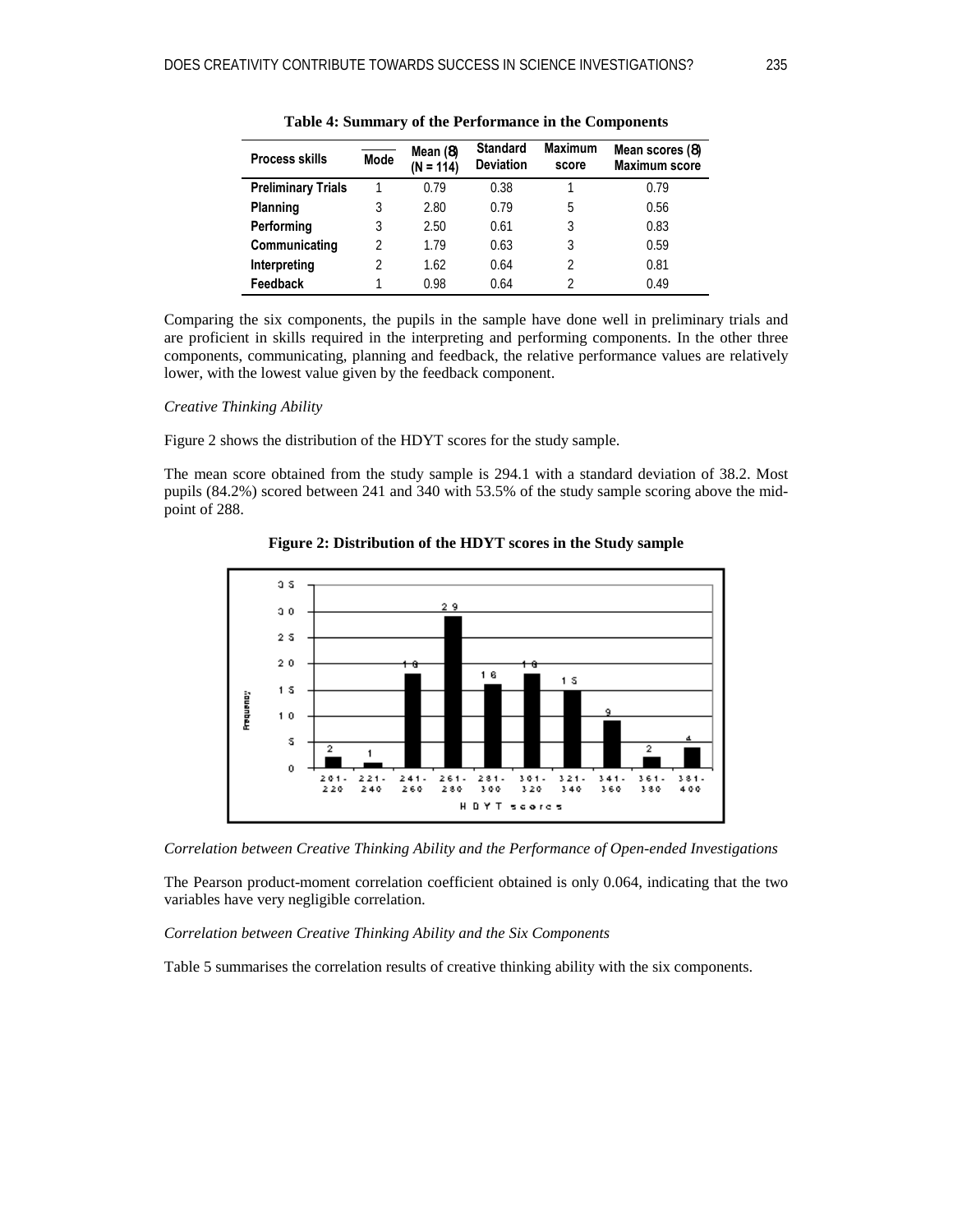**Table 4: Summary of the Performance in the Components**

| Process skills | Mode | Mean (8) (N = 114) | Standard Deviation | Maximum score | Mean scores (8) Maximum score |
|---|---|---|---|---|---|
| Preliminary Trials | 1 | 0.79 | 0.38 | 1 | 0.79 |
| Planning | 3 | 2.80 | 0.79 | 5 | 0.56 |
| Performing | 3 | 2.50 | 0.61 | 3 | 0.83 |
| Communicating | 2 | 1.79 | 0.63 | 3 | 0.59 |
| Interpreting | 2 | 1.62 | 0.64 | 2 | 0.81 |
| Feedback | 1 | 0.98 | 0.64 | 2 | 0.49 |

Comparing the six components, the pupils in the sample have done well in preliminary trials and are proficient in skills required in the interpreting and performing components. In the other three components, communicating, planning and feedback, the relative performance values are relatively lower, with the lowest value given by the feedback component.

*Creative Thinking Ability*

Figure 2 shows the distribution of the HDYT scores for the study sample.

The mean score obtained from the study sample is 294.1 with a standard deviation of 38.2. Most pupils (84.2%) scored between 241 and 340 with 53.5% of the study sample scoring above the mid-point of 288.

**Figure 2: Distribution of the HDYT scores in the Study sample**

*Correlation between Creative Thinking Ability and the Performance of Open-ended Investigations*

The Pearson product-moment correlation coefficient obtained is only 0.064, indicating that the two variables have very negligible correlation.

*Correlation between Creative Thinking Ability and the Six Components*

Table 5 summarises the correlation results of creative thinking ability with the six components.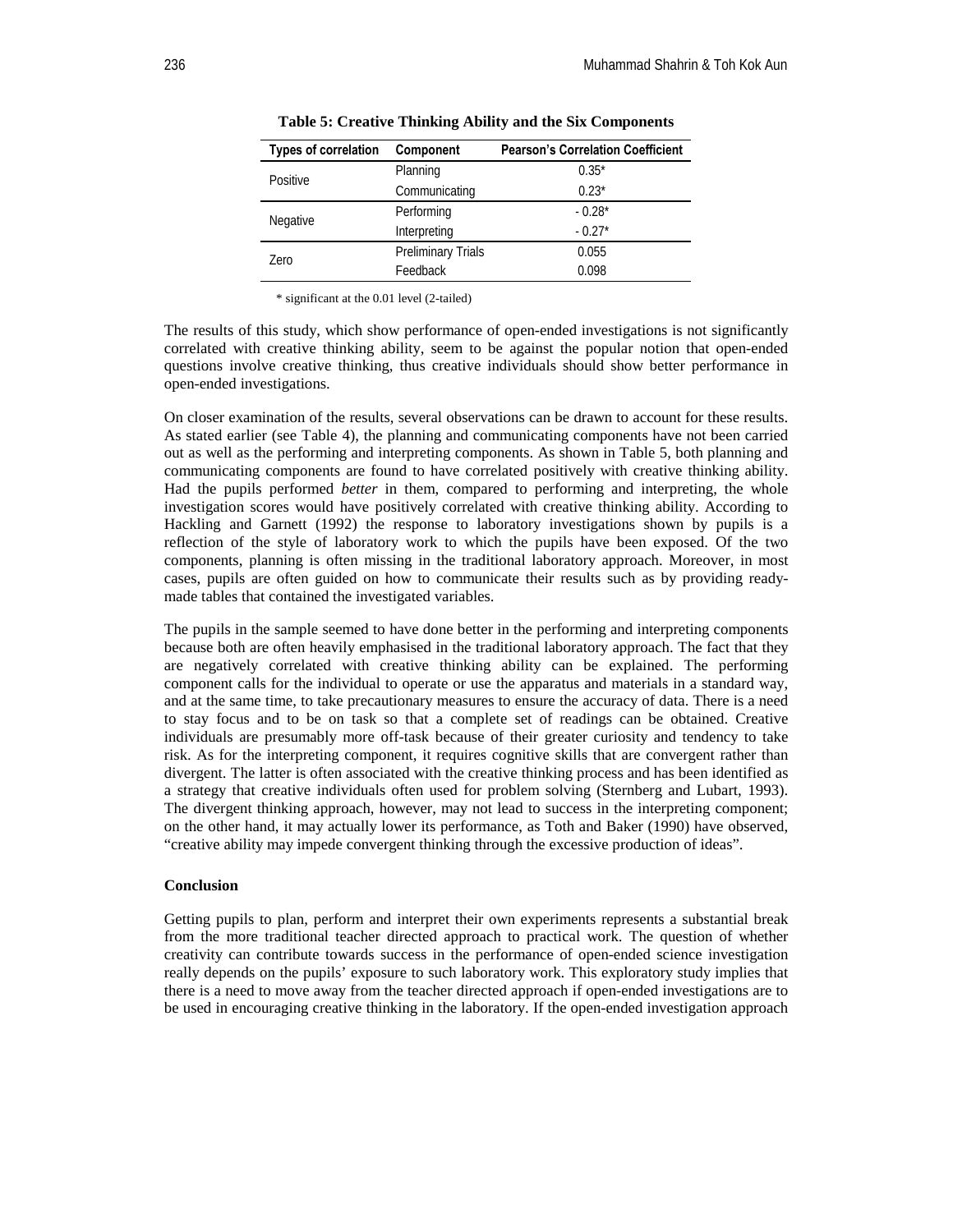**Table 5: Creative Thinking Ability and the Six Components**

| Types of correlation | Component | Pearson's Correlation Coefficient |
|---|---|---|
| Positive | Planning | 0.35* |
| | Communicating | 0.23* |
| Negative | Performing | - 0.28* |
| | Interpreting | - 0.27* |
| Zero | Preliminary Trials | 0.055 |
| | Feedback | 0.098 |

\* significant at the 0.01 level (2-tailed)

The results of this study, which show performance of open-ended investigations is not significantly correlated with creative thinking ability, seem to be against the popular notion that open-ended questions involve creative thinking, thus creative individuals should show better performance in open-ended investigations.

On closer examination of the results, several observations can be drawn to account for these results. As stated earlier (see Table 4), the planning and communicating components have not been carried out as well as the performing and interpreting components. As shown in Table 5, both planning and communicating components are found to have correlated positively with creative thinking ability. Had the pupils performed *better* in them, compared to performing and interpreting, the whole investigation scores would have positively correlated with creative thinking ability. According to Hackling and Garnett (1992) the response to laboratory investigations shown by pupils is a reflection of the style of laboratory work to which the pupils have been exposed. Of the two components, planning is often missing in the traditional laboratory approach. Moreover, in most cases, pupils are often guided on how to communicate their results such as by providing ready-made tables that contained the investigated variables.

The pupils in the sample seemed to have done better in the performing and interpreting components because both are often heavily emphasised in the traditional laboratory approach. The fact that they are negatively correlated with creative thinking ability can be explained. The performing component calls for the individual to operate or use the apparatus and materials in a standard way, and at the same time, to take precautionary measures to ensure the accuracy of data. There is a need to stay focus and to be on task so that a complete set of readings can be obtained. Creative individuals are presumably more off-task because of their greater curiosity and tendency to take risk. As for the interpreting component, it requires cognitive skills that are convergent rather than divergent. The latter is often associated with the creative thinking process and has been identified as a strategy that creative individuals often used for problem solving (Sternberg and Lubart, 1993). The divergent thinking approach, however, may not lead to success in the interpreting component; on the other hand, it may actually lower its performance, as Toth and Baker (1990) have observed, "creative ability may impede convergent thinking through the excessive production of ideas".

**Conclusion**

Getting pupils to plan, perform and interpret their own experiments represents a substantial break from the more traditional teacher directed approach to practical work. The question of whether creativity can contribute towards success in the performance of open-ended science investigation really depends on the pupils' exposure to such laboratory work. This exploratory study implies that there is a need to move away from the teacher directed approach if open-ended investigations are to be used in encouraging creative thinking in the laboratory. If the open-ended investigation approach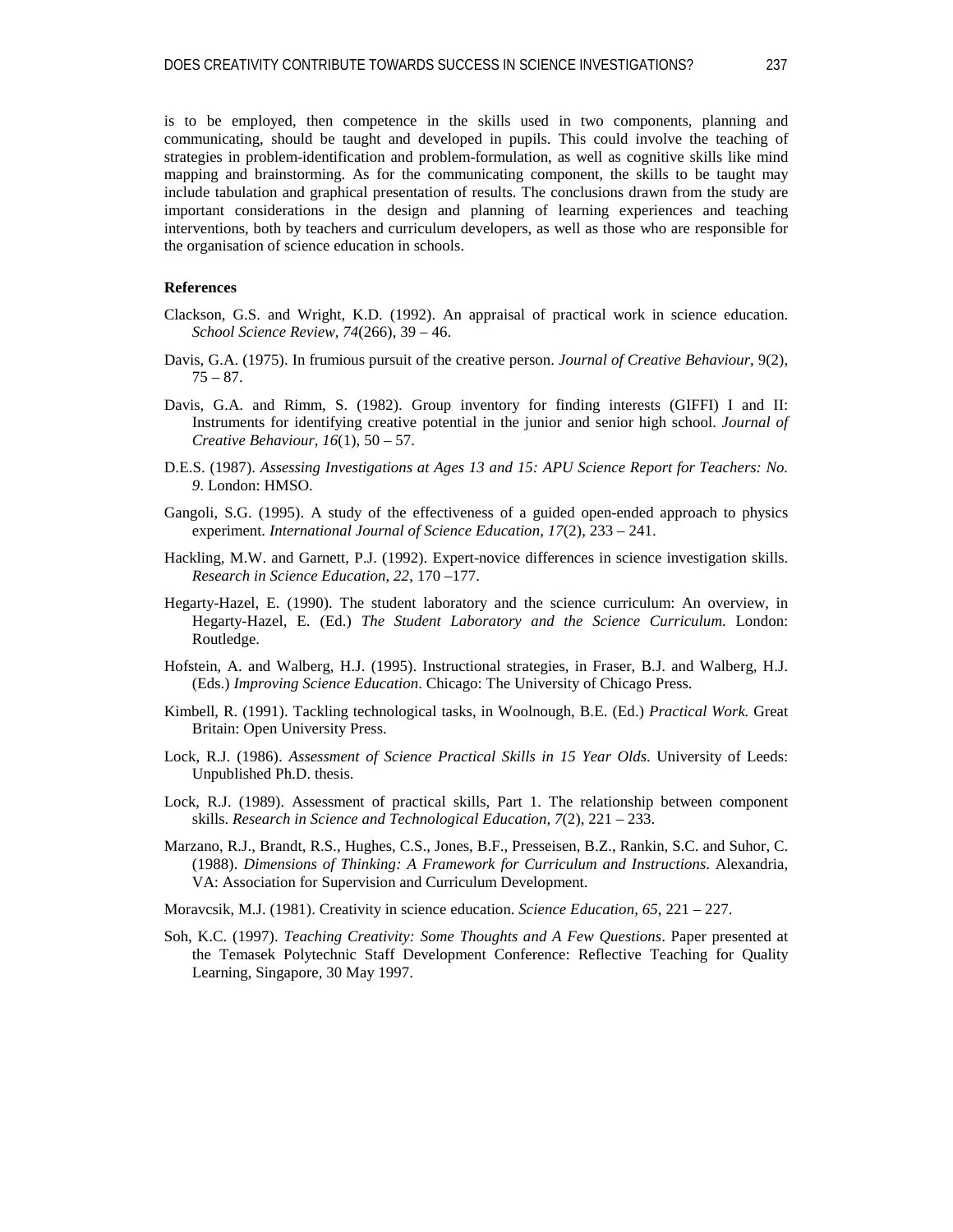is to be employed, then competence in the skills used in two components, planning and communicating, should be taught and developed in pupils. This could involve the teaching of strategies in problem-identification and problem-formulation, as well as cognitive skills like mind mapping and brainstorming. As for the communicating component, the skills to be taught may include tabulation and graphical presentation of results. The conclusions drawn from the study are important considerations in the design and planning of learning experiences and teaching interventions, both by teachers and curriculum developers, as well as those who are responsible for the organisation of science education in schools.

**References**

Clackson, G.S. and Wright, K.D. (1992). An appraisal of practical work in science education. *School Science Review*, *74*(266), 39 – 46.

Davis, G.A. (1975). In frumious pursuit of the creative person. *Journal of Creative Behaviour*, 9(2), 75 – 87.

Davis, G.A. and Rimm, S. (1982). Group inventory for finding interests (GIFFI) I and II: Instruments for identifying creative potential in the junior and senior high school. *Journal of Creative Behaviour*, *16*(1), 50 – 57.

D.E.S. (1987). *Assessing Investigations at Ages 13 and 15: APU Science Report for Teachers: No. 9*. London: HMSO.

Gangoli, S.G. (1995). A study of the effectiveness of a guided open-ended approach to physics experiment. *International Journal of Science Education*, *17*(2), 233 – 241.

Hackling, M.W. and Garnett, P.J. (1992). Expert-novice differences in science investigation skills. *Research in Science Education*, *22*, 170 –177.

Hegarty-Hazel, E. (1990). The student laboratory and the science curriculum: An overview, in Hegarty-Hazel, E. (Ed.) *The Student Laboratory and the Science Curriculum*. London: Routledge.

Hofstein, A. and Walberg, H.J. (1995). Instructional strategies, in Fraser, B.J. and Walberg, H.J. (Eds.) *Improving Science Education*. Chicago: The University of Chicago Press.

Kimbell, R. (1991). Tackling technological tasks, in Woolnough, B.E. (Ed.) *Practical Work*. Great Britain: Open University Press.

Lock, R.J. (1986). *Assessment of Science Practical Skills in 15 Year Olds*. University of Leeds: Unpublished Ph.D. thesis.

Lock, R.J. (1989). Assessment of practical skills, Part 1. The relationship between component skills. *Research in Science and Technological Education*, *7*(2), 221 – 233.

Marzano, R.J., Brandt, R.S., Hughes, C.S., Jones, B.F., Presseisen, B.Z., Rankin, S.C. and Suhor, C. (1988). *Dimensions of Thinking: A Framework for Curriculum and Instructions*. Alexandria, VA: Association for Supervision and Curriculum Development.

Moravcsik, M.J. (1981). Creativity in science education. *Science Education*, *65*, 221 – 227.

Soh, K.C. (1997). *Teaching Creativity: Some Thoughts and A Few Questions*. Paper presented at the Temasek Polytechnic Staff Development Conference: Reflective Teaching for Quality Learning, Singapore, 30 May 1997.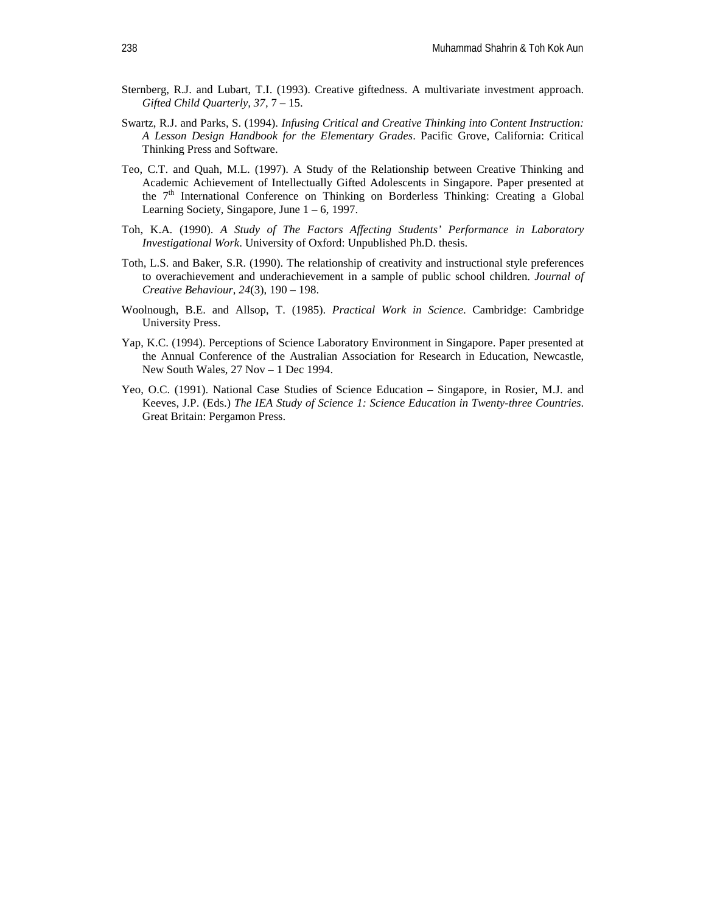Sternberg, R.J. and Lubart, T.I. (1993). Creative giftedness. A multivariate investment approach. *Gifted Child Quarterly, 37,* 7 – 15.

Swartz, R.J. and Parks, S. (1994). *Infusing Critical and Creative Thinking into Content Instruction: A Lesson Design Handbook for the Elementary Grades*. Pacific Grove, California: Critical Thinking Press and Software.

Teo, C.T. and Quah, M.L. (1997). A Study of the Relationship between Creative Thinking and Academic Achievement of Intellectually Gifted Adolescents in Singapore. Paper presented at the 7th International Conference on Thinking on Borderless Thinking: Creating a Global Learning Society, Singapore, June 1 – 6, 1997.

Toh, K.A. (1990). *A Study of The Factors Affecting Students' Performance in Laboratory Investigational Work*. University of Oxford: Unpublished Ph.D. thesis.

Toth, L.S. and Baker, S.R. (1990). The relationship of creativity and instructional style preferences to overachievement and underachievement in a sample of public school children. *Journal of Creative Behaviour*, *24*(3), 190 – 198.

Woolnough, B.E. and Allsop, T. (1985). *Practical Work in Science*. Cambridge: Cambridge University Press.

Yap, K.C. (1994). Perceptions of Science Laboratory Environment in Singapore. Paper presented at the Annual Conference of the Australian Association for Research in Education, Newcastle, New South Wales, 27 Nov – 1 Dec 1994.

Yeo, O.C. (1991). National Case Studies of Science Education – Singapore, in Rosier, M.J. and Keeves, J.P. (Eds.) *The IEA Study of Science 1: Science Education in Twenty-three Countries*. Great Britain: Pergamon Press.